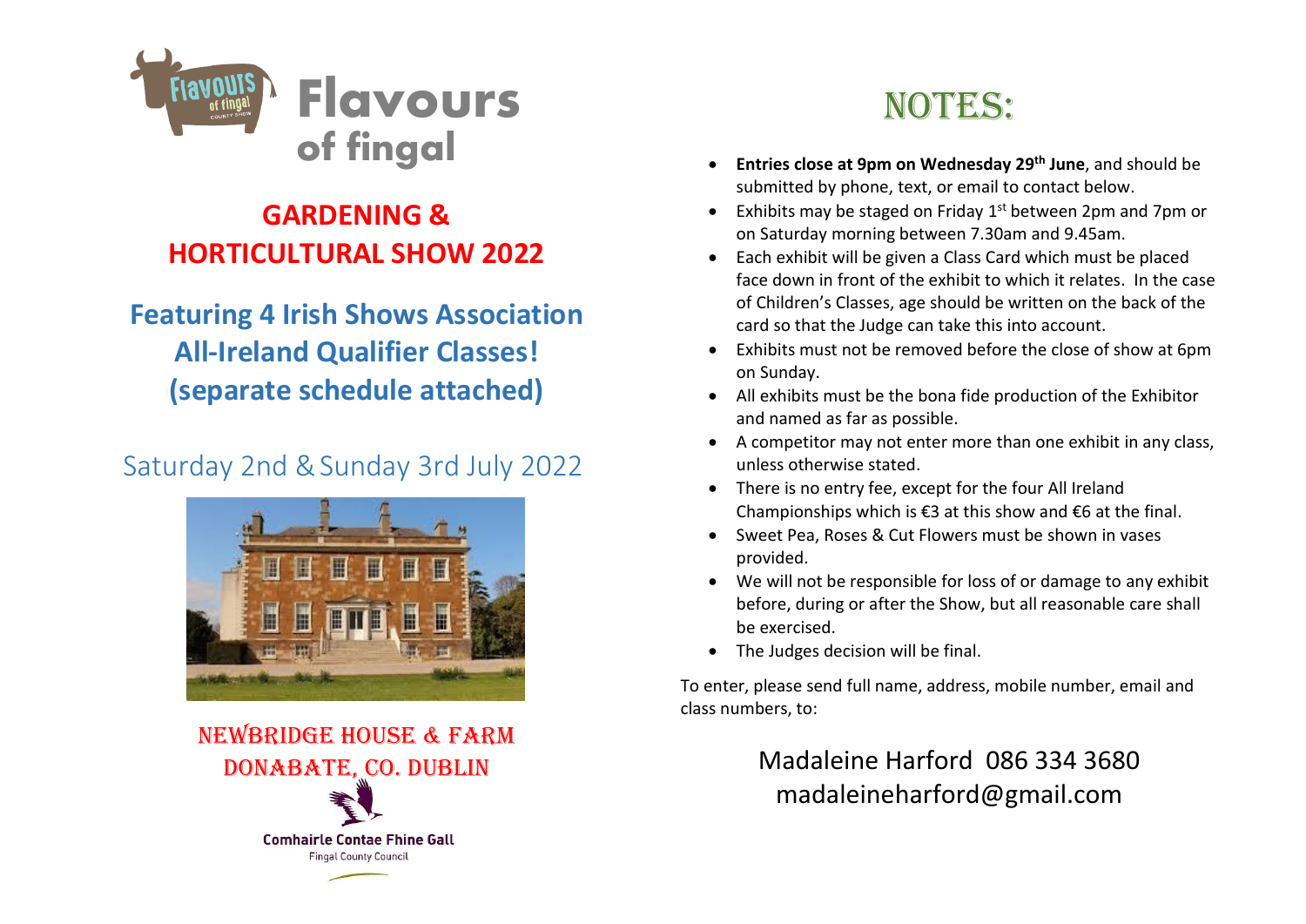# Flavours of fingal

## GARDENING & HORTICULTURAL SHOW 2022

### Featuring 4 Irish Shows Association All-Ireland Qualifier Classes! (separate schedule attached)

Saturday 2nd & Sunday 3rd July 2022

NEWBRIDGE HOUSE & FARM
DONABATE, CO. DUBLIN

Comhairle Contae Fhine Gall
Fingal County Council

# NOTES:

- **Entries close at 9pm on Wednesday 29th June**, and should be submitted by phone, text, or email to contact below.
- Exhibits may be staged on Friday 1st between 2pm and 7pm or on Saturday morning between 7.30am and 9.45am.
- Each exhibit will be given a Class Card which must be placed face down in front of the exhibit to which it relates. In the case of Children's Classes, age should be written on the back of the card so that the Judge can take this into account.
- Exhibits must not be removed before the close of show at 6pm on Sunday.
- All exhibits must be the bona fide production of the Exhibitor and named as far as possible.
- A competitor may not enter more than one exhibit in any class, unless otherwise stated.
- There is no entry fee, except for the four All Ireland Championships which is €3 at this show and €6 at the final.
- Sweet Pea, Roses & Cut Flowers must be shown in vases provided.
- We will not be responsible for loss of or damage to any exhibit before, during or after the Show, but all reasonable care shall be exercised.
- The Judges decision will be final.

To enter, please send full name, address, mobile number, email and class numbers, to:

Madaleine Harford 086 334 3680
madaleineharford@gmail.com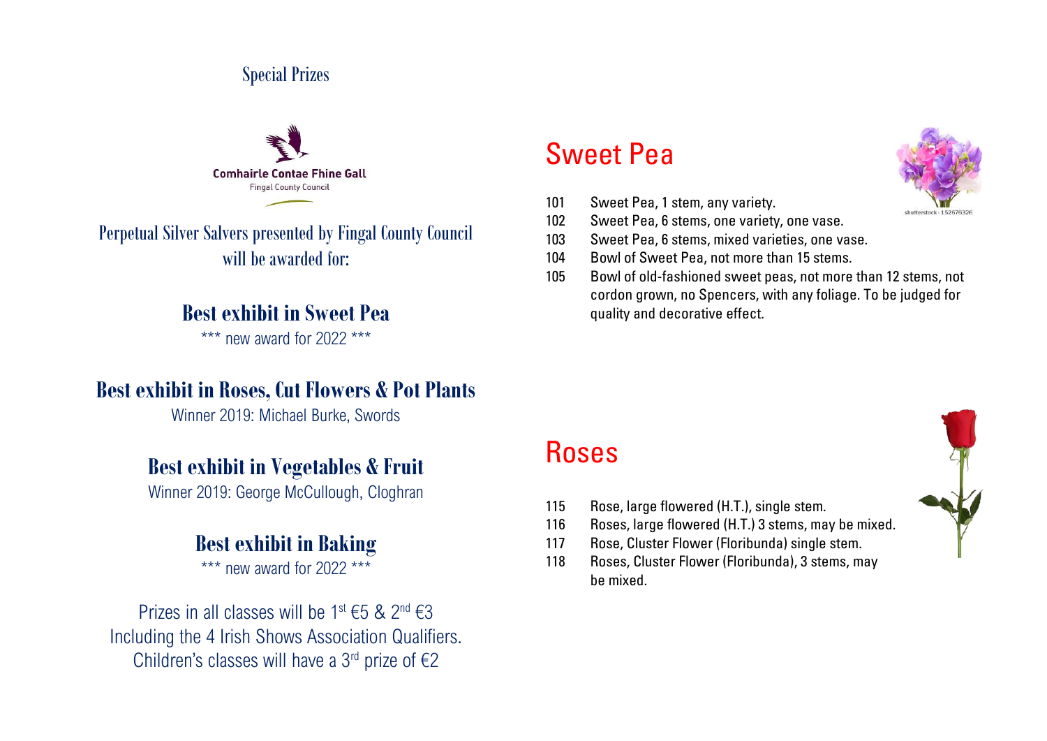## Special Prizes

Comhairle Contae Fhine Gall
Fingal County Council

Perpetual Silver Salvers presented by Fingal County Council will be awarded for:

### Best exhibit in Sweet Pea

*** new award for 2022 ***

### Best exhibit in Roses, Cut Flowers & Pot Plants

Winner 2019: Michael Burke, Swords

### Best exhibit in Vegetables & Fruit

Winner 2019: George McCullough, Cloghran

### Best exhibit in Baking

*** new award for 2022 ***

Prizes in all classes will be 1st €5 & 2nd €3
Including the 4 Irish Shows Association Qualifiers.
Children's classes will have a 3rd prize of €2

# Sweet Pea

shutterstock · 152676326

- 101 Sweet Pea, 1 stem, any variety.
- 102 Sweet Pea, 6 stems, one variety, one vase.
- 103 Sweet Pea, 6 stems, mixed varieties, one vase.
- 104 Bowl of Sweet Pea, not more than 15 stems.
- 105 Bowl of old-fashioned sweet peas, not more than 12 stems, not cordon grown, no Spencers, with any foliage. To be judged for quality and decorative effect.

# Roses

- 115 Rose, large flowered (H.T.), single stem.
- 116 Roses, large flowered (H.T.) 3 stems, may be mixed.
- 117 Rose, Cluster Flower (Floribunda) single stem.
- 118 Roses, Cluster Flower (Floribunda), 3 stems, may be mixed.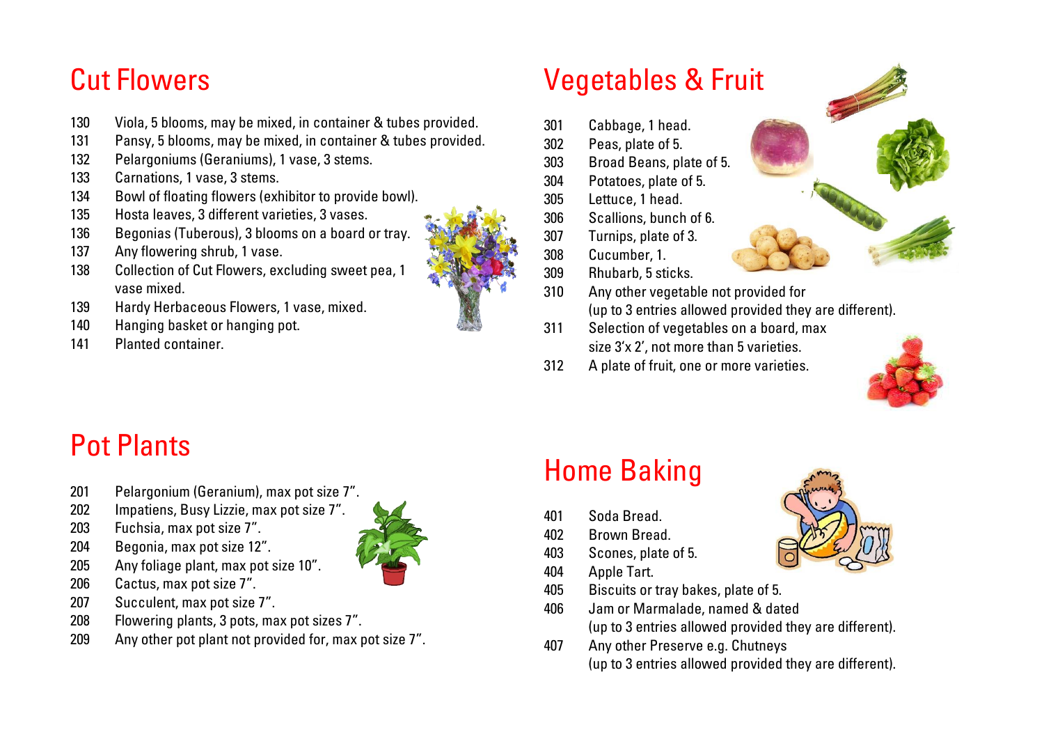## Cut Flowers

130 Viola, 5 blooms, may be mixed, in container & tubes provided.
131 Pansy, 5 blooms, may be mixed, in container & tubes provided.
132 Pelargoniums (Geraniums), 1 vase, 3 stems.
133 Carnations, 1 vase, 3 stems.
134 Bowl of floating flowers (exhibitor to provide bowl).
135 Hosta leaves, 3 different varieties, 3 vases.
136 Begonias (Tuberous), 3 blooms on a board or tray.
137 Any flowering shrub, 1 vase.
138 Collection of Cut Flowers, excluding sweet pea, 1 vase mixed.
139 Hardy Herbaceous Flowers, 1 vase, mixed.
140 Hanging basket or hanging pot.
141 Planted container.

## Pot Plants

201 Pelargonium (Geranium), max pot size 7".
202 Impatiens, Busy Lizzie, max pot size 7".
203 Fuchsia, max pot size 7".
204 Begonia, max pot size 12".
205 Any foliage plant, max pot size 10".
206 Cactus, max pot size 7".
207 Succulent, max pot size 7".
208 Flowering plants, 3 pots, max pot sizes 7".
209 Any other pot plant not provided for, max pot size 7".

## Vegetables & Fruit

301 Cabbage, 1 head.
302 Peas, plate of 5.
303 Broad Beans, plate of 5.
304 Potatoes, plate of 5.
305 Lettuce, 1 head.
306 Scallions, bunch of 6.
307 Turnips, plate of 3.
308 Cucumber, 1.
309 Rhubarb, 5 sticks.
310 Any other vegetable not provided for (up to 3 entries allowed provided they are different).
311 Selection of vegetables on a board, max size 3'x 2', not more than 5 varieties.
312 A plate of fruit, one or more varieties.

## Home Baking

401 Soda Bread.
402 Brown Bread.
403 Scones, plate of 5.
404 Apple Tart.
405 Biscuits or tray bakes, plate of 5.
406 Jam or Marmalade, named & dated (up to 3 entries allowed provided they are different).
407 Any other Preserve e.g. Chutneys (up to 3 entries allowed provided they are different).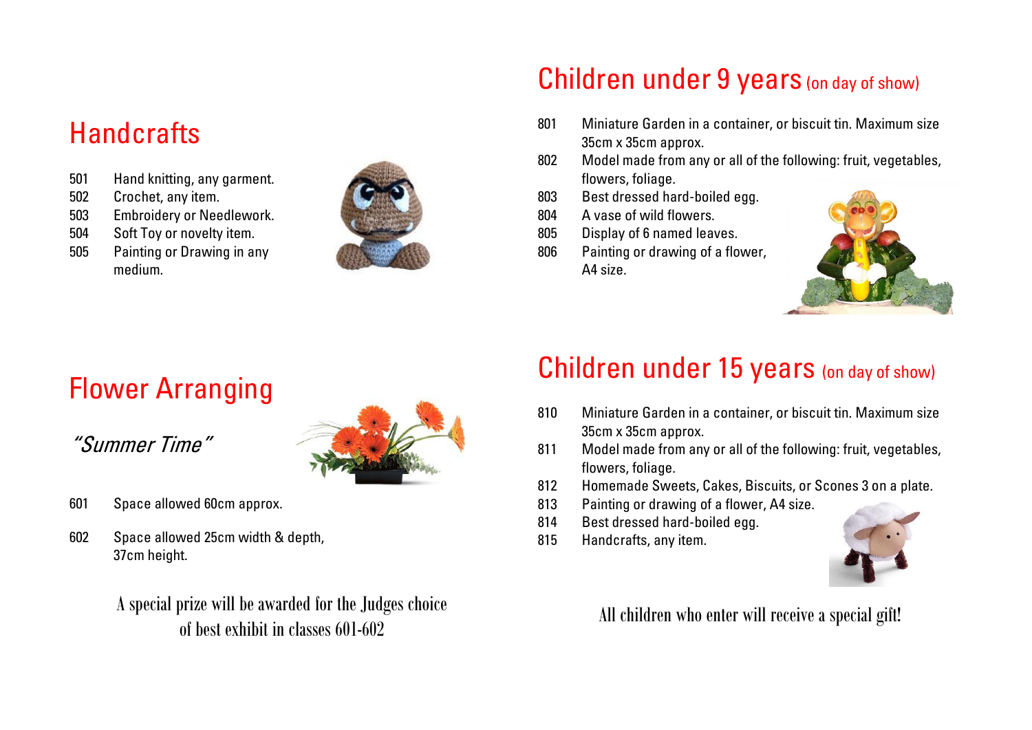# Handcrafts

501 Hand knitting, any garment.
502 Crochet, any item.
503 Embroidery or Needlework.
504 Soft Toy or novelty item.
505 Painting or Drawing in any medium.

# Flower Arranging

*"Summer Time"*

601 Space allowed 60cm approx.

602 Space allowed 25cm width & depth, 37cm height.

A special prize will be awarded for the Judges choice of best exhibit in classes 601-602

# Children under 9 years (on day of show)

801 Miniature Garden in a container, or biscuit tin. Maximum size 35cm x 35cm approx.
802 Model made from any or all of the following: fruit, vegetables, flowers, foliage.
803 Best dressed hard-boiled egg.
804 A vase of wild flowers.
805 Display of 6 named leaves.
806 Painting or drawing of a flower, A4 size.

# Children under 15 years (on day of show)

810 Miniature Garden in a container, or biscuit tin. Maximum size 35cm x 35cm approx.
811 Model made from any or all of the following: fruit, vegetables, flowers, foliage.
812 Homemade Sweets, Cakes, Biscuits, or Scones 3 on a plate.
813 Painting or drawing of a flower, A4 size.
814 Best dressed hard-boiled egg.
815 Handcrafts, any item.

All children who enter will receive a special gift!